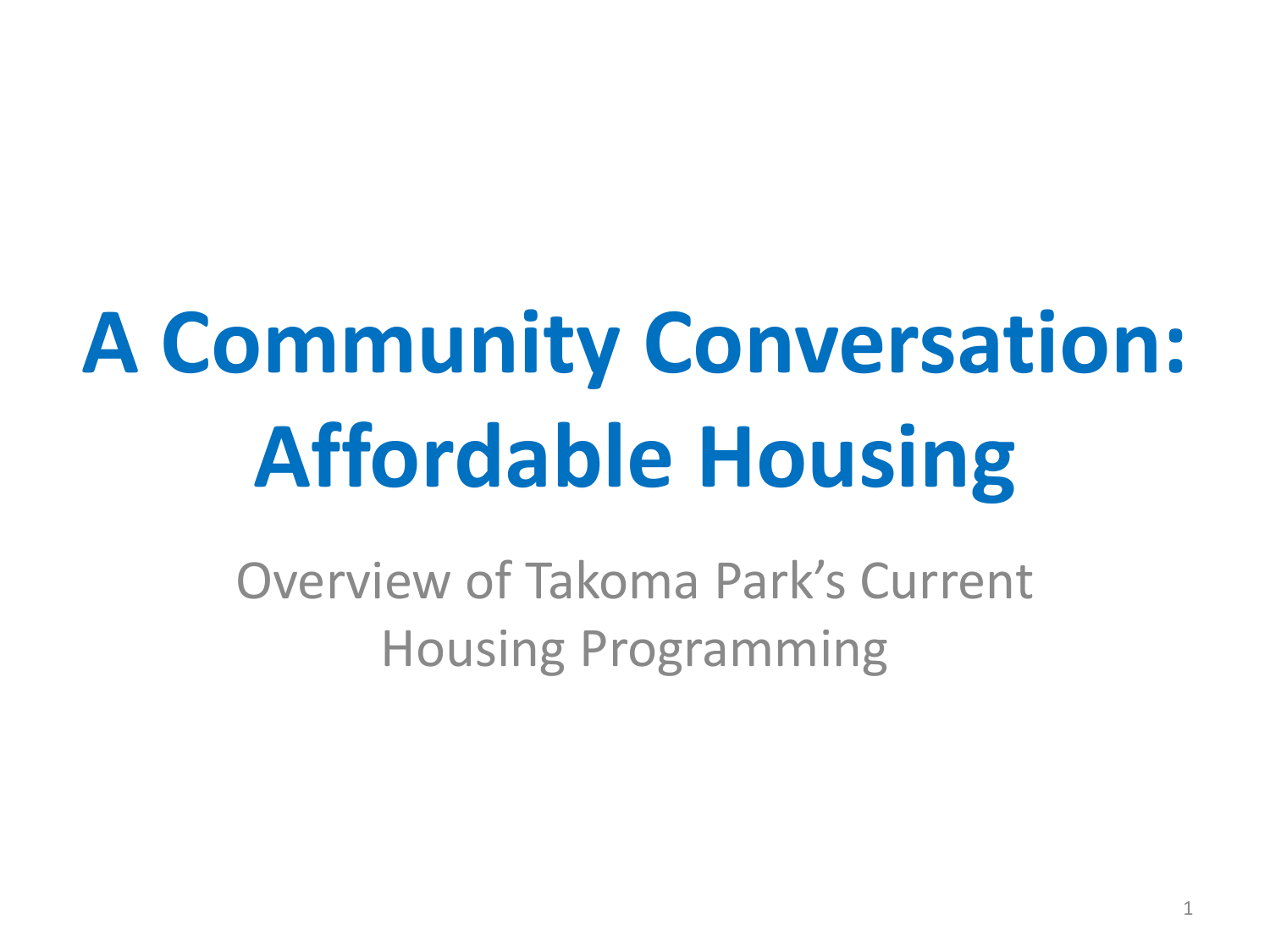# A Community Conversation: Affordable Housing

Overview of Takoma Park's Current Housing Programming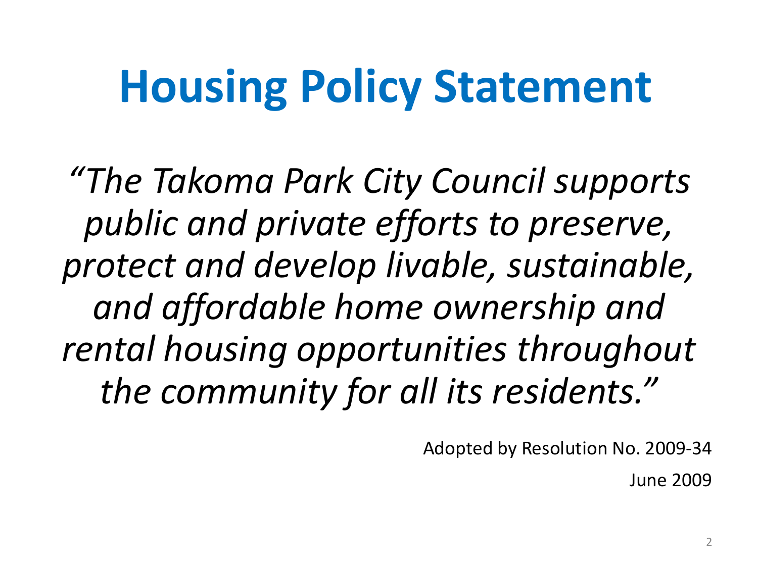# Housing Policy Statement

*"The Takoma Park City Council supports public and private efforts to preserve, protect and develop livable, sustainable, and affordable home ownership and rental housing opportunities throughout the community for all its residents."*

Adopted by Resolution No. 2009-34

June 2009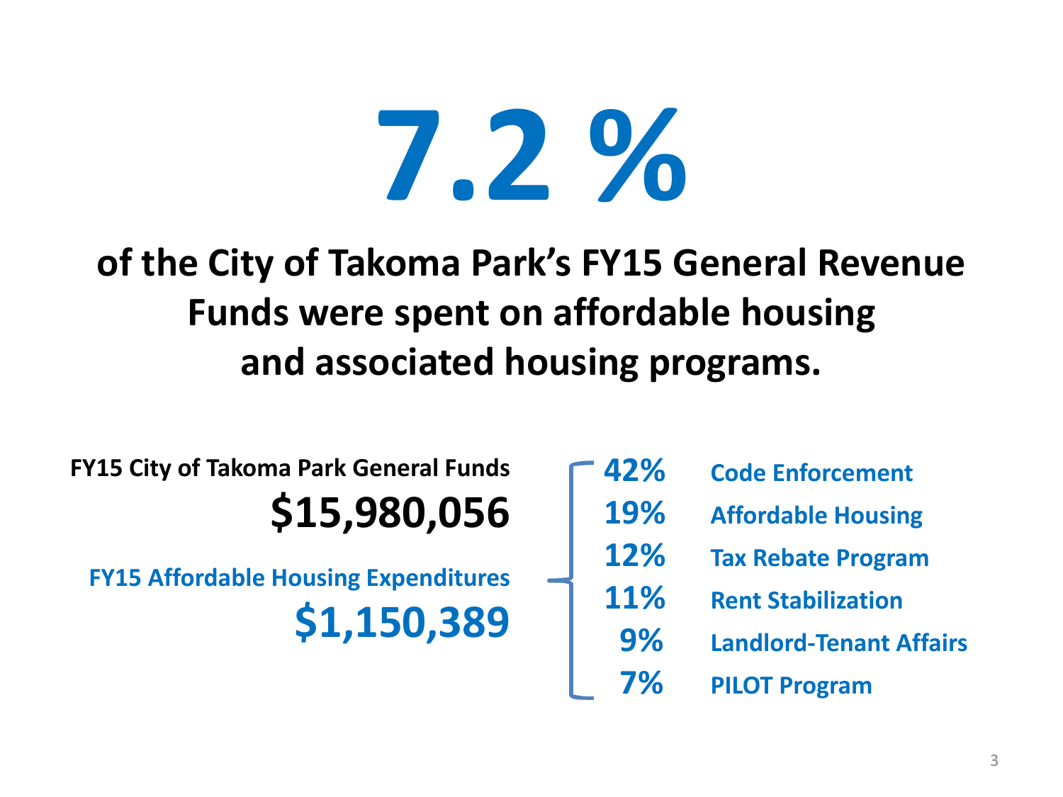# 7.2 %

## of the City of Takoma Park's FY15 General Revenue Funds were spent on affordable housing and associated housing programs.

**FY15 City of Takoma Park General Funds**

**$15,980,056**

**FY15 Affordable Housing Expenditures**

**$1,150,389**

| Share | Program |
|---|---|
| 42% | Code Enforcement |
| 19% | Affordable Housing |
| 12% | Tax Rebate Program |
| 11% | Rent Stabilization |
| 9% | Landlord-Tenant Affairs |
| 7% | PILOT Program |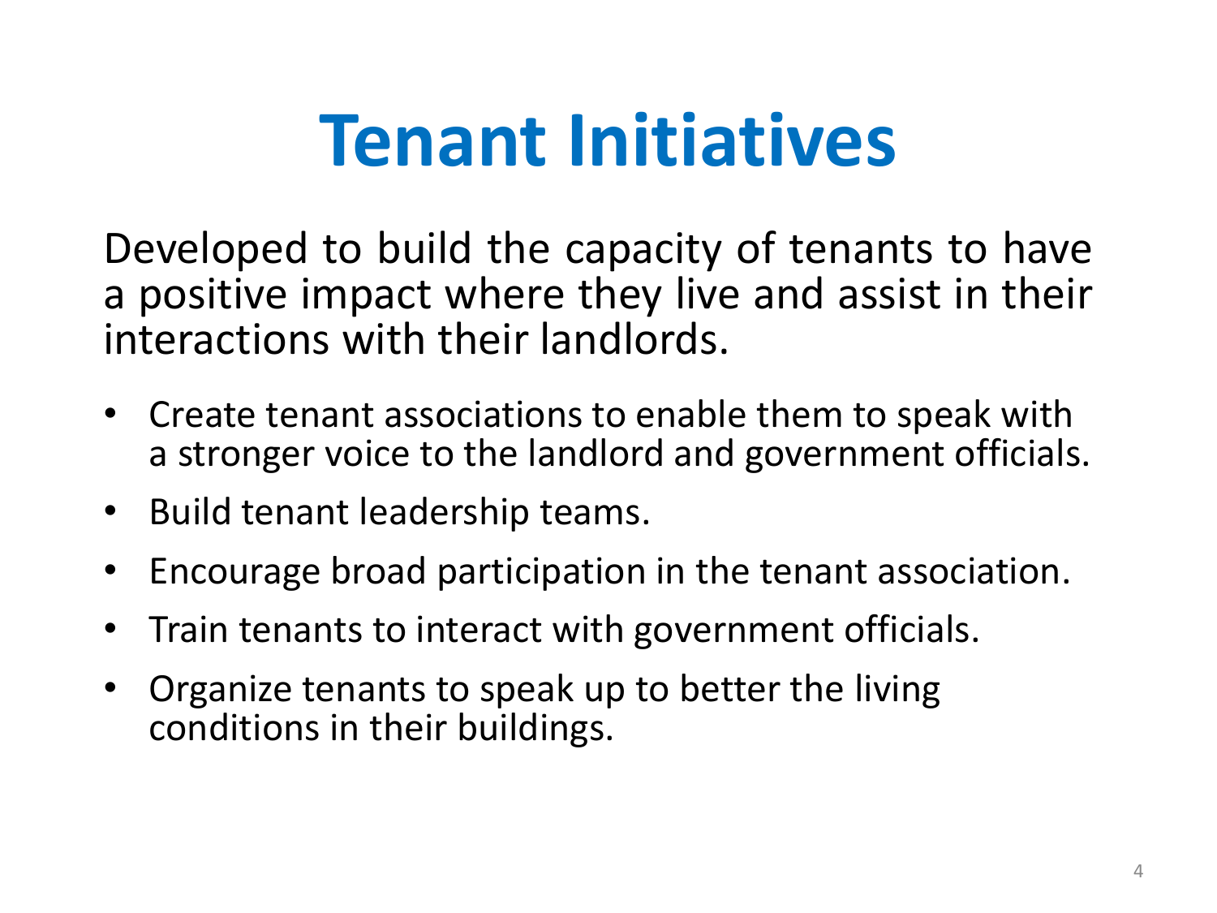# Tenant Initiatives

Developed to build the capacity of tenants to have a positive impact where they live and assist in their interactions with their landlords.

- Create tenant associations to enable them to speak with a stronger voice to the landlord and government officials.
- Build tenant leadership teams.
- Encourage broad participation in the tenant association.
- Train tenants to interact with government officials.
- Organize tenants to speak up to better the living conditions in their buildings.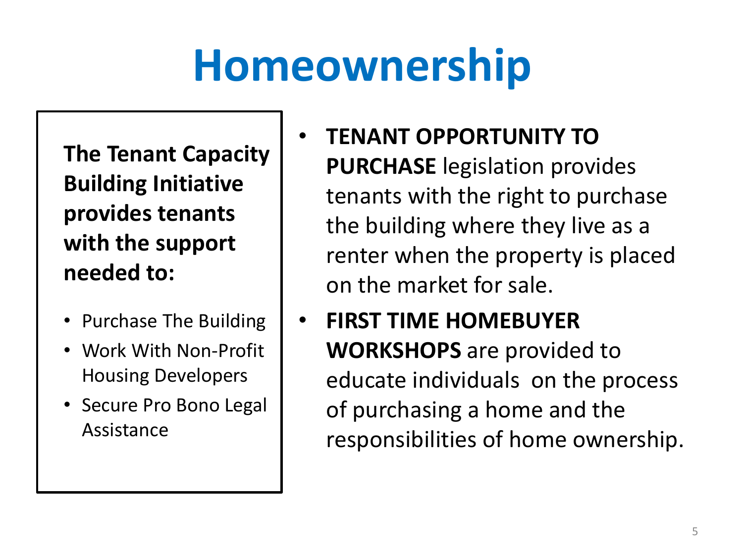# Homeownership

**The Tenant Capacity Building Initiative provides tenants with the support needed to:**

- Purchase The Building
- Work With Non-Profit Housing Developers
- Secure Pro Bono Legal Assistance

- **TENANT OPPORTUNITY TO PURCHASE** legislation provides tenants with the right to purchase the building where they live as a renter when the property is placed on the market for sale.
- **FIRST TIME HOMEBUYER WORKSHOPS** are provided to educate individuals on the process of purchasing a home and the responsibilities of home ownership.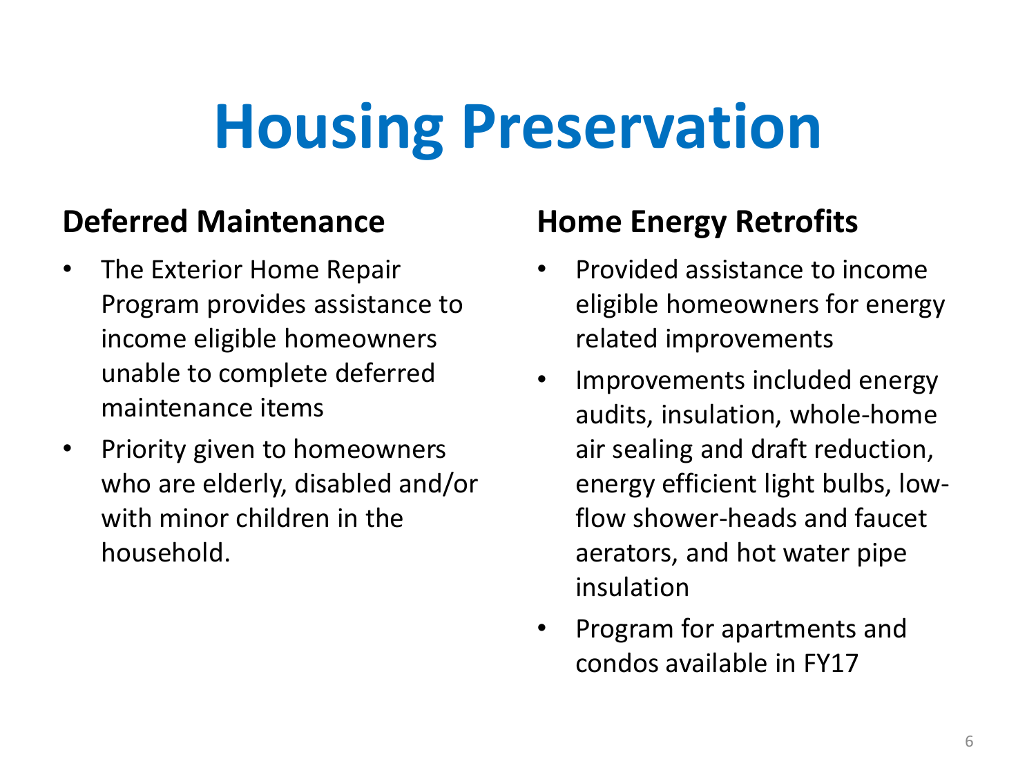# Housing Preservation

## Deferred Maintenance

- The Exterior Home Repair Program provides assistance to income eligible homeowners unable to complete deferred maintenance items
- Priority given to homeowners who are elderly, disabled and/or with minor children in the household.

## Home Energy Retrofits

- Provided assistance to income eligible homeowners for energy related improvements
- Improvements included energy audits, insulation, whole-home air sealing and draft reduction, energy efficient light bulbs, low-flow shower-heads and faucet aerators, and hot water pipe insulation
- Program for apartments and condos available in FY17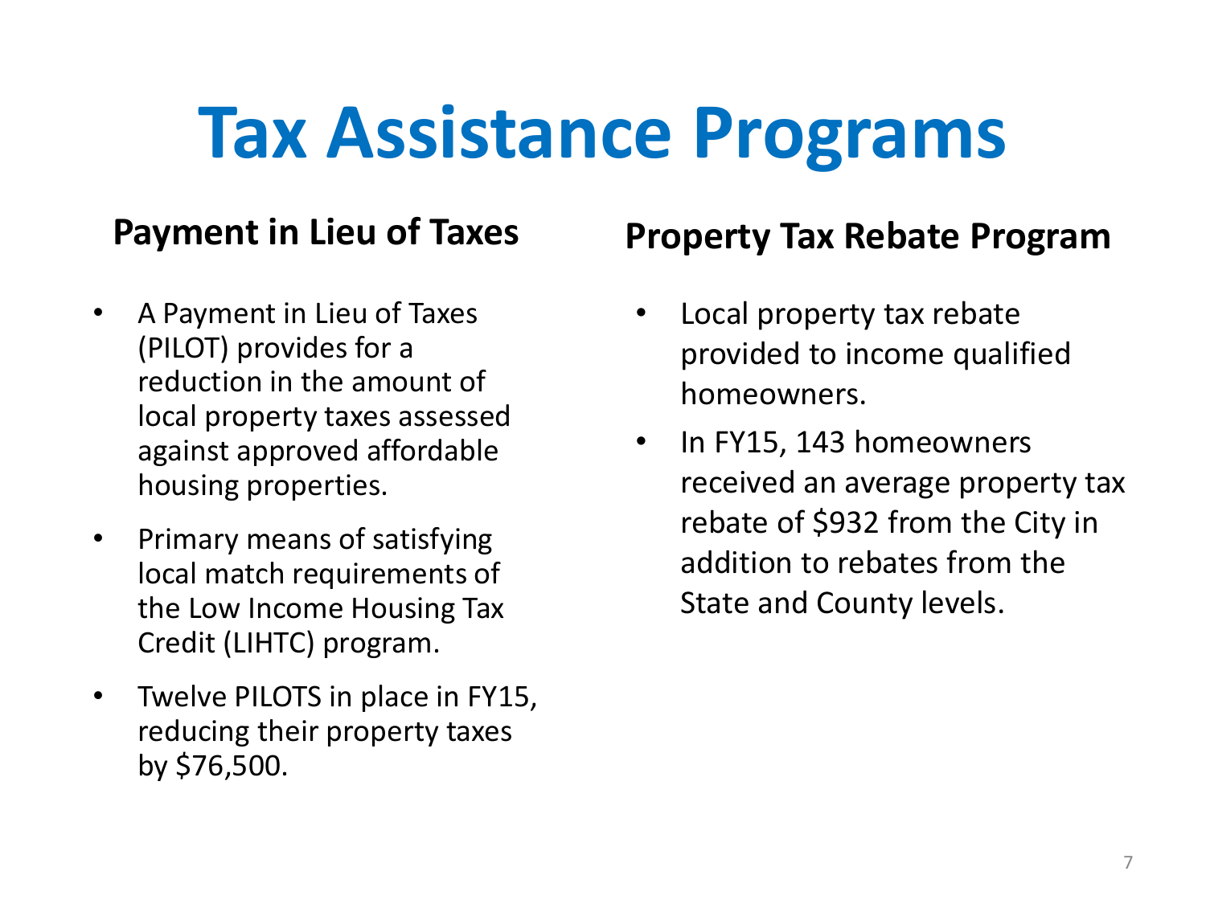# Tax Assistance Programs

## Payment in Lieu of Taxes

- A Payment in Lieu of Taxes (PILOT) provides for a reduction in the amount of local property taxes assessed against approved affordable housing properties.
- Primary means of satisfying local match requirements of the Low Income Housing Tax Credit (LIHTC) program.
- Twelve PILOTS in place in FY15, reducing their property taxes by $76,500.

## Property Tax Rebate Program

- Local property tax rebate provided to income qualified homeowners.
- In FY15, 143 homeowners received an average property tax rebate of $932 from the City in addition to rebates from the State and County levels.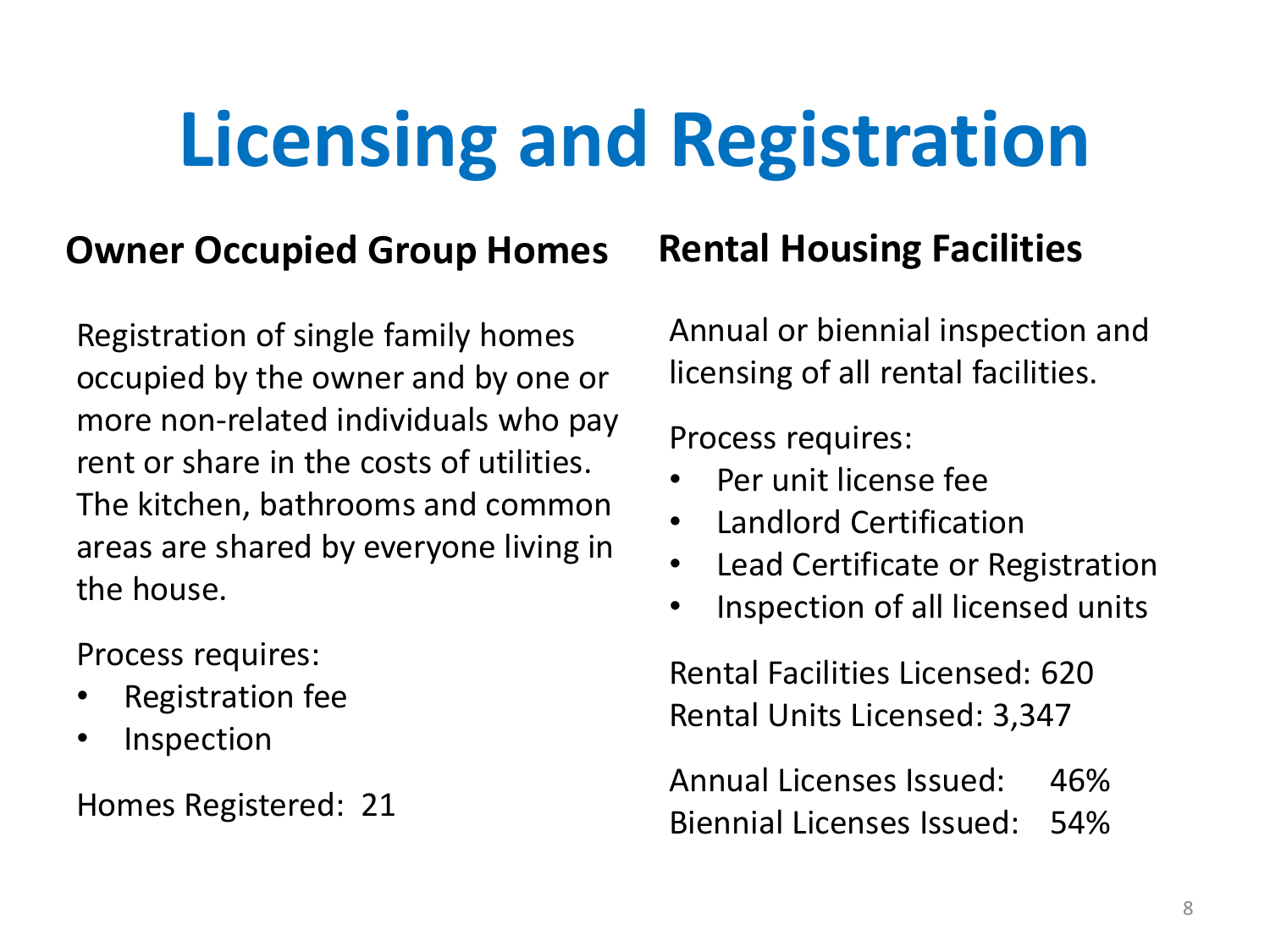# Licensing and Registration

## Owner Occupied Group Homes

Registration of single family homes occupied by the owner and by one or more non-related individuals who pay rent or share in the costs of utilities. The kitchen, bathrooms and common areas are shared by everyone living in the house.

Process requires:

- Registration fee
- Inspection

Homes Registered: 21

## Rental Housing Facilities

Annual or biennial inspection and licensing of all rental facilities.

Process requires:

- Per unit license fee
- Landlord Certification
- Lead Certificate or Registration
- Inspection of all licensed units

Rental Facilities Licensed: 620
Rental Units Licensed: 3,347

Annual Licenses Issued: 46%
Biennial Licenses Issued: 54%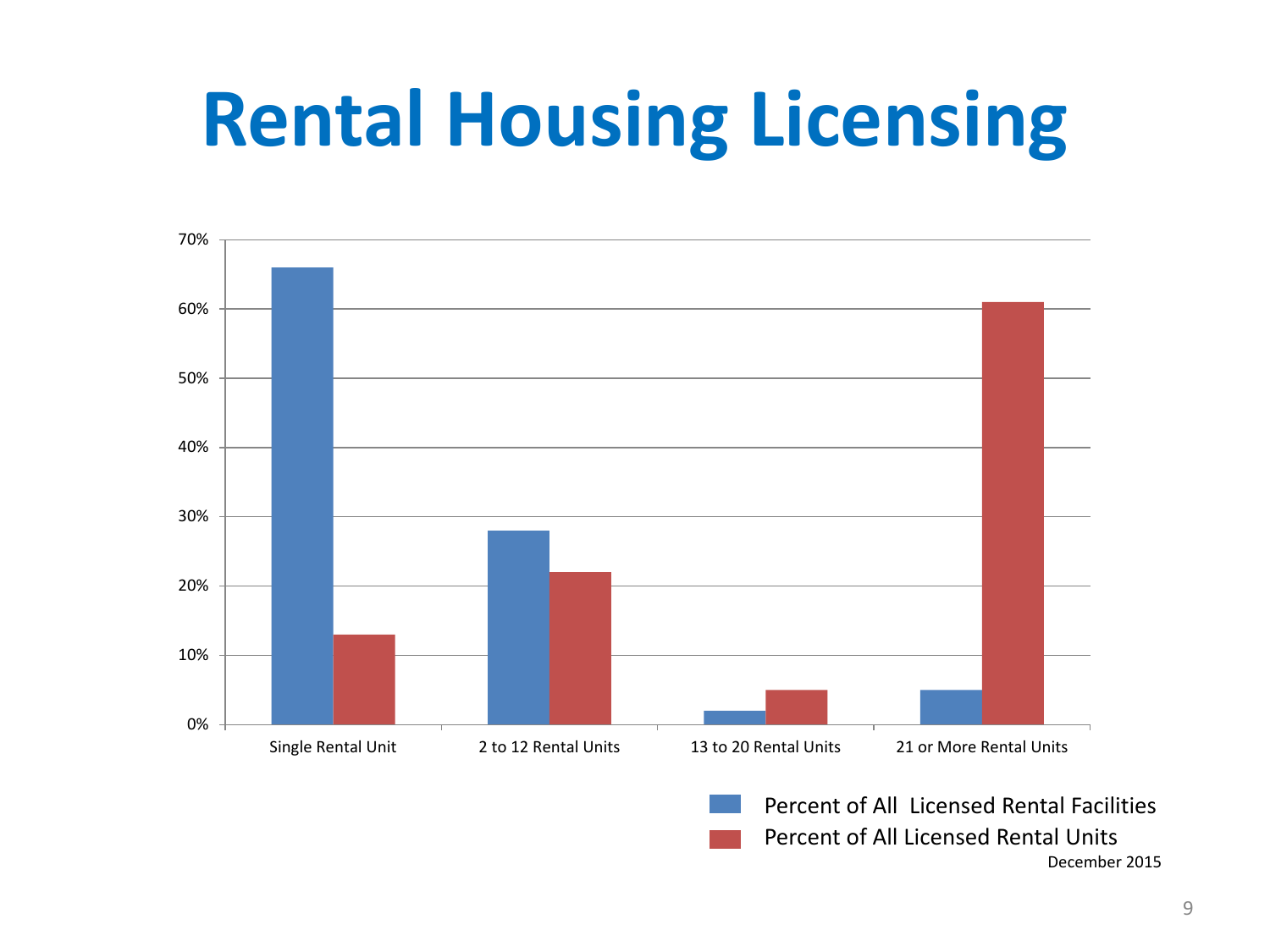# Rental Housing Licensing

| | Percent of All Licensed Rental Facilities | Percent of All Licensed Rental Units |
|---|---|---|
| Single Rental Unit | 66% | 13% |
| 2 to 12 Rental Units | 28% | 22% |
| 13 to 20 Rental Units | 2% | 5% |
| 21 or More Rental Units | 5% | 61% |

December 2015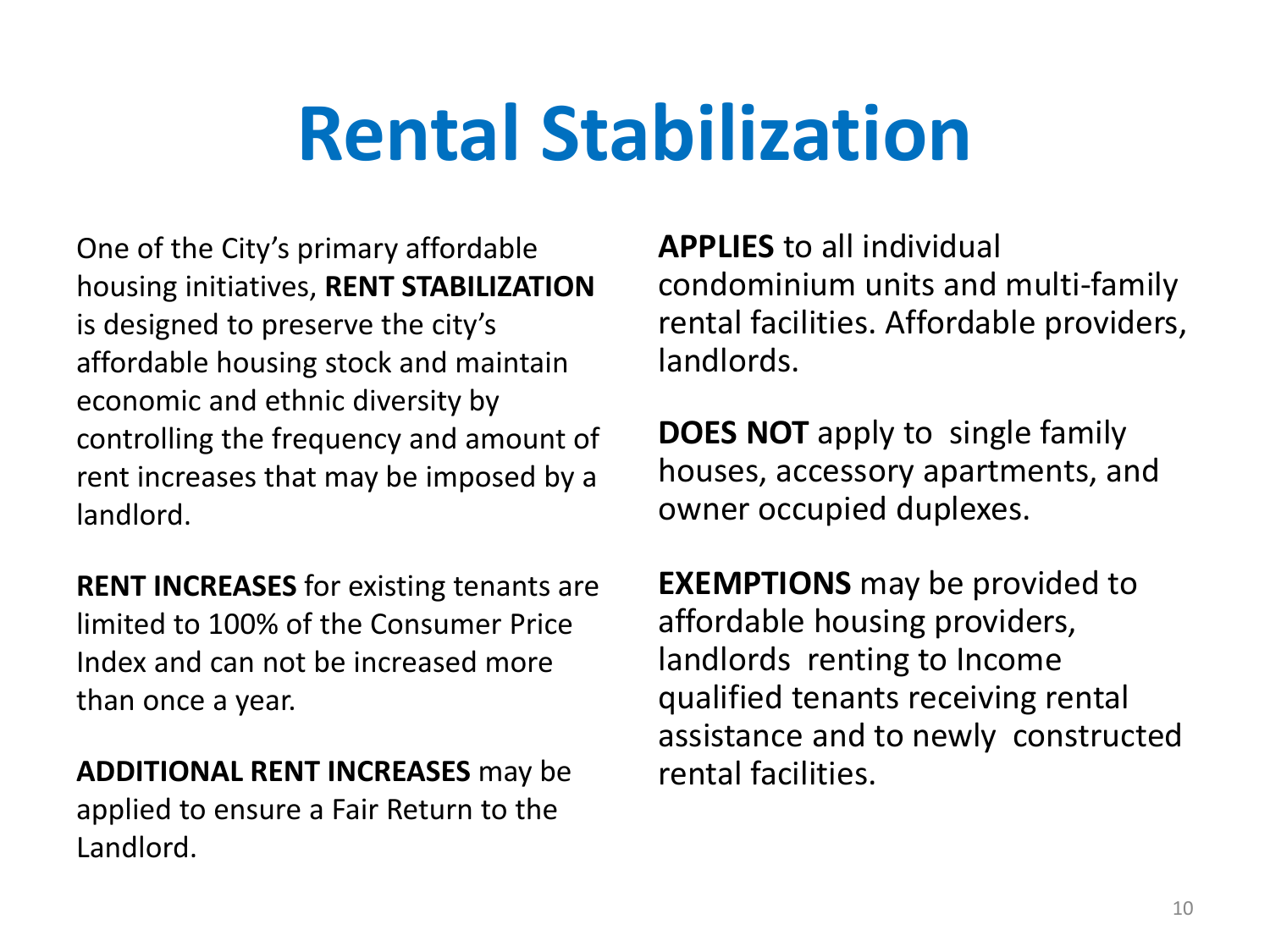# Rental Stabilization

One of the City's primary affordable housing initiatives, **RENT STABILIZATION** is designed to preserve the city's affordable housing stock and maintain economic and ethnic diversity by controlling the frequency and amount of rent increases that may be imposed by a landlord.

**RENT INCREASES** for existing tenants are limited to 100% of the Consumer Price Index and can not be increased more than once a year.

**ADDITIONAL RENT INCREASES** may be applied to ensure a Fair Return to the Landlord.

**APPLIES** to all individual condominium units and multi-family rental facilities. Affordable providers, landlords.

**DOES NOT** apply to single family houses, accessory apartments, and owner occupied duplexes.

**EXEMPTIONS** may be provided to affordable housing providers, landlords renting to Income qualified tenants receiving rental assistance and to newly constructed rental facilities.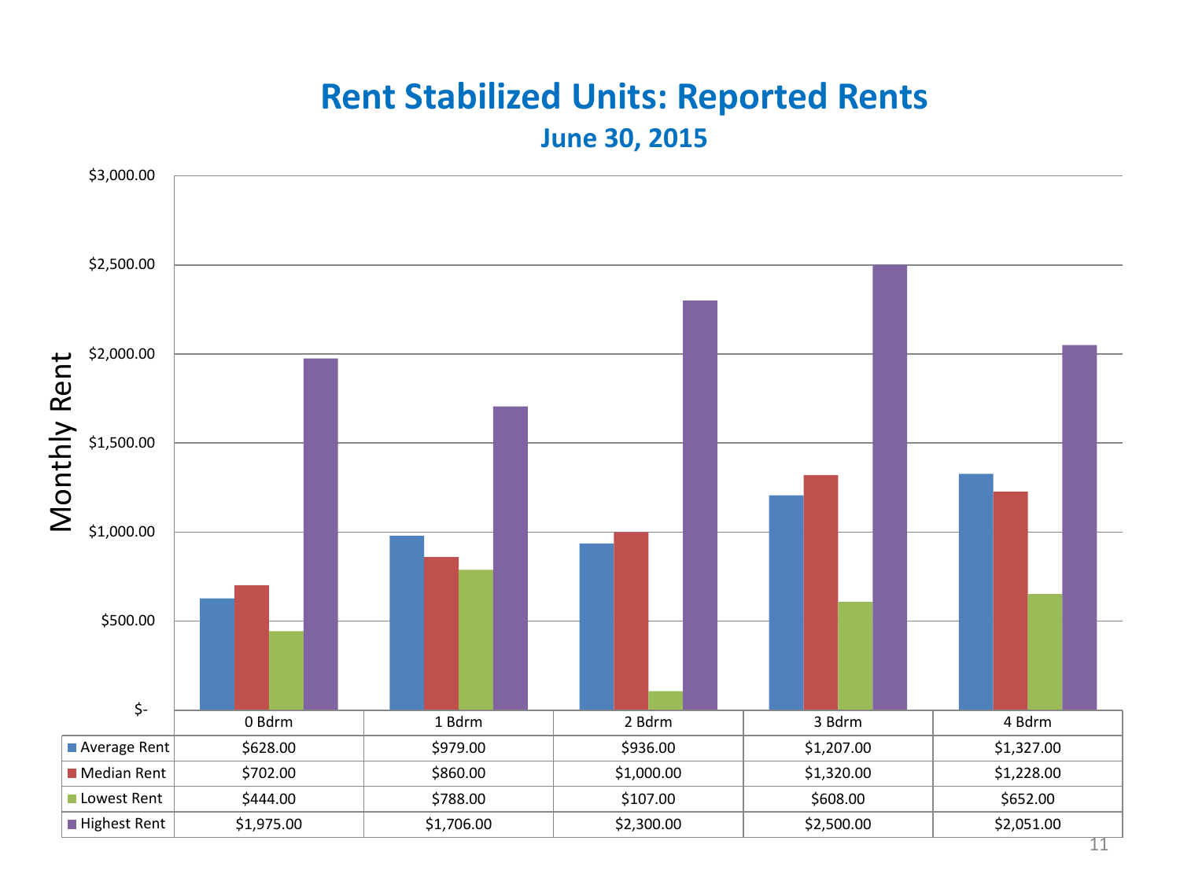# Rent Stabilized Units: Reported Rents

## June 30, 2015

| | 0 Bdrm | 1 Bdrm | 2 Bdrm | 3 Bdrm | 4 Bdrm |
|---|---|---|---|---|---|
| Average Rent | $628.00 | $979.00 | $936.00 | $1,207.00 | $1,327.00 |
| Median Rent | $702.00 | $860.00 | $1,000.00 | $1,320.00 | $1,228.00 |
| Lowest Rent | $444.00 | $788.00 | $107.00 | $608.00 | $652.00 |
| Highest Rent | $1,975.00 | $1,706.00 | $2,300.00 | $2,500.00 | $2,051.00 |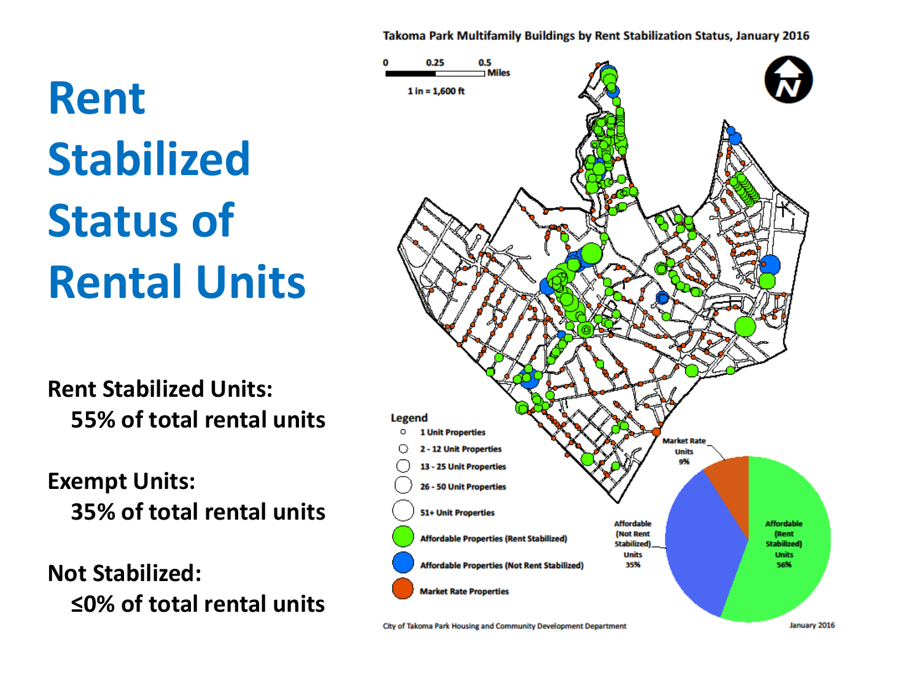# Rent Stabilized Status of Rental Units

**Rent Stabilized Units:**
**55% of total rental units**

**Exempt Units:**
**35% of total rental units**

**Not Stabilized:**
**≤0% of total rental units**

**Takoma Park Multifamily Buildings by Rent Stabilization Status, January 2016**

0 0.25 0.5 Miles

1 in = 1,600 ft

**Legend**

- 1 Unit Properties
- 2 - 12 Unit Properties
- 13 - 25 Unit Properties
- 26 - 50 Unit Properties
- 51+ Unit Properties
- Affordable Properties (Rent Stabilized)
- Affordable Properties (Not Rent Stabilized)
- Market Rate Properties

Market Rate Units 9%

Affordable (Not Rent Stabilized) Units 35%

Affordable (Rent Stabilized) Units 56%

City of Takoma Park Housing and Community Development Department

January 2016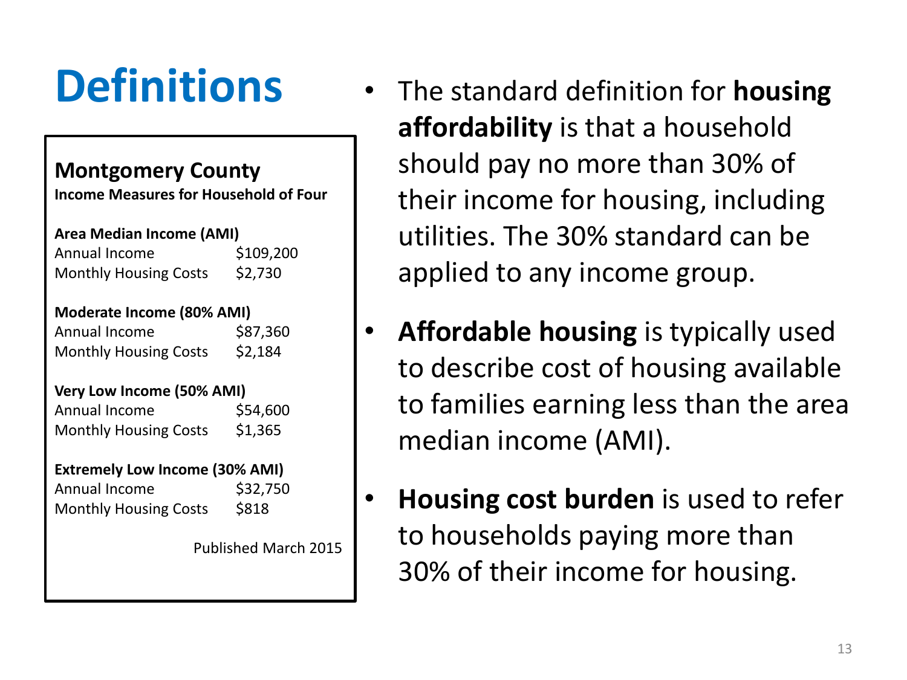# Definitions

**Montgomery County**
**Income Measures for Household of Four**

**Area Median Income (AMI)**

| | |
|---|---|
| Annual Income | $109,200 |
| Monthly Housing Costs | $2,730 |

**Moderate Income (80% AMI)**

| | |
|---|---|
| Annual Income | $87,360 |
| Monthly Housing Costs | $2,184 |

**Very Low Income (50% AMI)**

| | |
|---|---|
| Annual Income | $54,600 |
| Monthly Housing Costs | $1,365 |

**Extremely Low Income (30% AMI)**

| | |
|---|---|
| Annual Income | $32,750 |
| Monthly Housing Costs | $818 |

Published March 2015

- The standard definition for **housing affordability** is that a household should pay no more than 30% of their income for housing, including utilities. The 30% standard can be applied to any income group.
- **Affordable housing** is typically used to describe cost of housing available to families earning less than the area median income (AMI).
- **Housing cost burden** is used to refer to households paying more than 30% of their income for housing.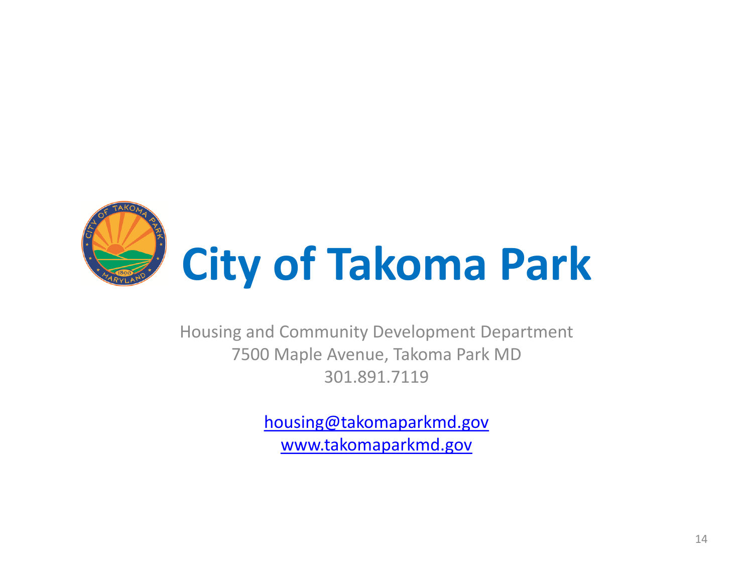# City of Takoma Park

Housing and Community Development Department
7500 Maple Avenue, Takoma Park MD
301.891.7119

housing@takomaparkmd.gov
www.takomaparkmd.gov